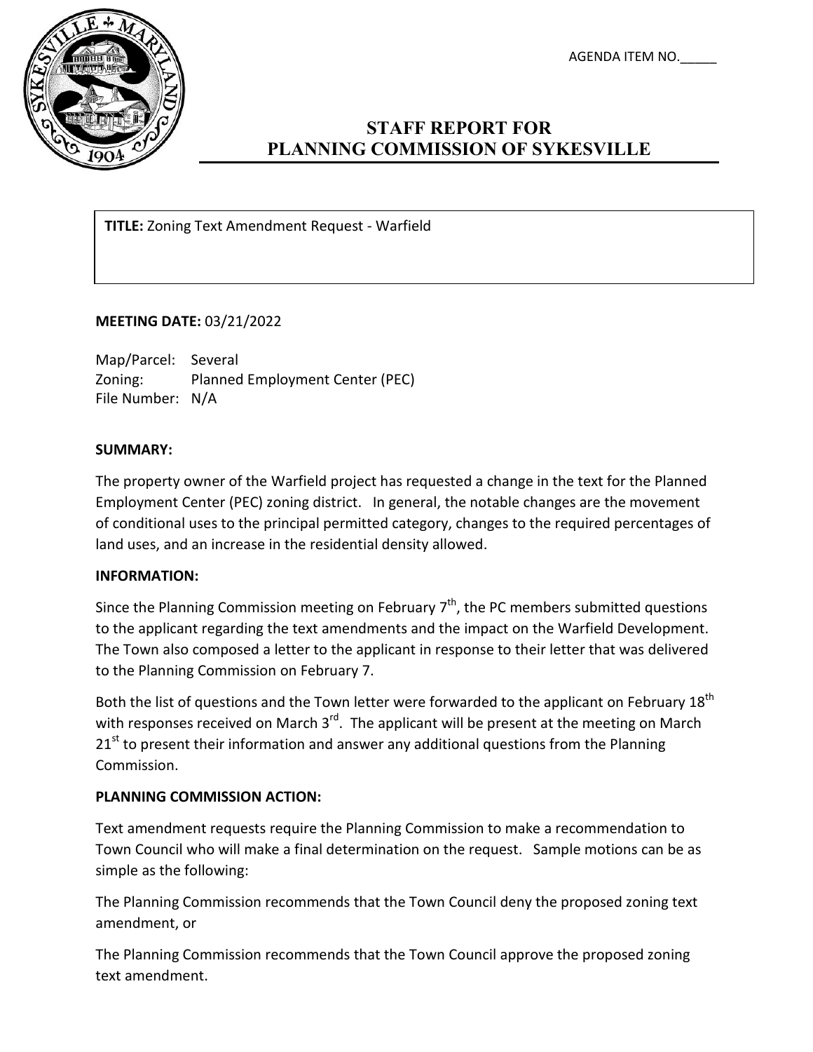AGENDA ITEM NO.\_\_\_\_\_

# STAFF REPORT FOR PLANNING COMMISSION OF SYKESVILLE

**TITLE:** Zoning Text Amendment Request - Warfield

**MEETING DATE:** 03/21/2022

Map/Parcel: Several
Zoning: Planned Employment Center (PEC)
File Number: N/A

**SUMMARY:**

The property owner of the Warfield project has requested a change in the text for the Planned Employment Center (PEC) zoning district. In general, the notable changes are the movement of conditional uses to the principal permitted category, changes to the required percentages of land uses, and an increase in the residential density allowed.

**INFORMATION:**

Since the Planning Commission meeting on February 7th, the PC members submitted questions to the applicant regarding the text amendments and the impact on the Warfield Development. The Town also composed a letter to the applicant in response to their letter that was delivered to the Planning Commission on February 7.

Both the list of questions and the Town letter were forwarded to the applicant on February 18th with responses received on March 3rd. The applicant will be present at the meeting on March 21st to present their information and answer any additional questions from the Planning Commission.

**PLANNING COMMISSION ACTION:**

Text amendment requests require the Planning Commission to make a recommendation to Town Council who will make a final determination on the request. Sample motions can be as simple as the following:

The Planning Commission recommends that the Town Council deny the proposed zoning text amendment, or

The Planning Commission recommends that the Town Council approve the proposed zoning text amendment.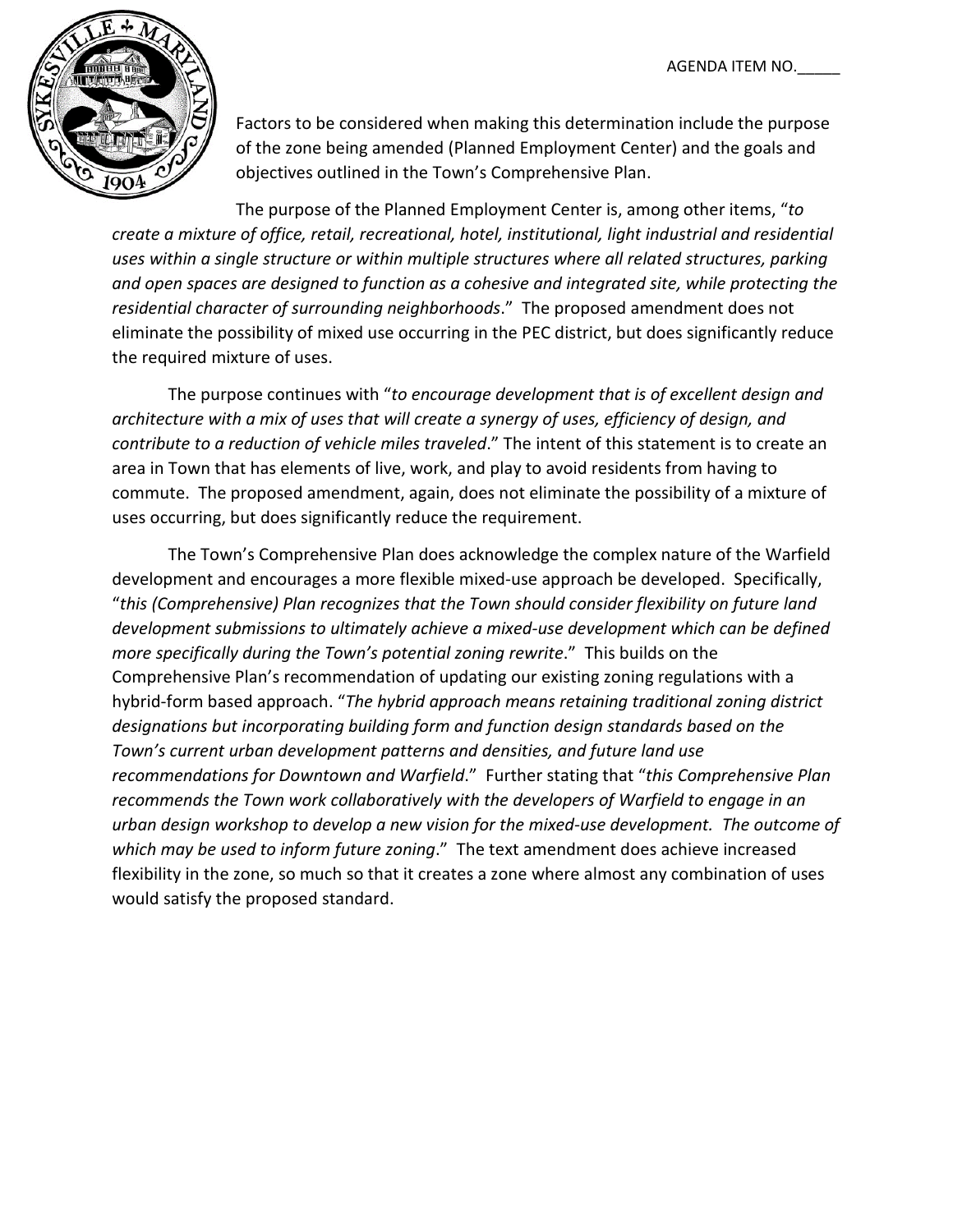AGENDA ITEM NO._____

Factors to be considered when making this determination include the purpose of the zone being amended (Planned Employment Center) and the goals and objectives outlined in the Town's Comprehensive Plan.

The purpose of the Planned Employment Center is, among other items, "*to create a mixture of office, retail, recreational, hotel, institutional, light industrial and residential uses within a single structure or within multiple structures where all related structures, parking and open spaces are designed to function as a cohesive and integrated site, while protecting the residential character of surrounding neighborhoods*." The proposed amendment does not eliminate the possibility of mixed use occurring in the PEC district, but does significantly reduce the required mixture of uses.

The purpose continues with "*to encourage development that is of excellent design and architecture with a mix of uses that will create a synergy of uses, efficiency of design, and contribute to a reduction of vehicle miles traveled*." The intent of this statement is to create an area in Town that has elements of live, work, and play to avoid residents from having to commute. The proposed amendment, again, does not eliminate the possibility of a mixture of uses occurring, but does significantly reduce the requirement.

The Town's Comprehensive Plan does acknowledge the complex nature of the Warfield development and encourages a more flexible mixed-use approach be developed. Specifically, "*this (Comprehensive) Plan recognizes that the Town should consider flexibility on future land development submissions to ultimately achieve a mixed-use development which can be defined more specifically during the Town's potential zoning rewrite*." This builds on the Comprehensive Plan's recommendation of updating our existing zoning regulations with a hybrid-form based approach. "*The hybrid approach means retaining traditional zoning district designations but incorporating building form and function design standards based on the Town's current urban development patterns and densities, and future land use recommendations for Downtown and Warfield*." Further stating that "*this Comprehensive Plan recommends the Town work collaboratively with the developers of Warfield to engage in an urban design workshop to develop a new vision for the mixed-use development. The outcome of which may be used to inform future zoning*." The text amendment does achieve increased flexibility in the zone, so much so that it creates a zone where almost any combination of uses would satisfy the proposed standard.